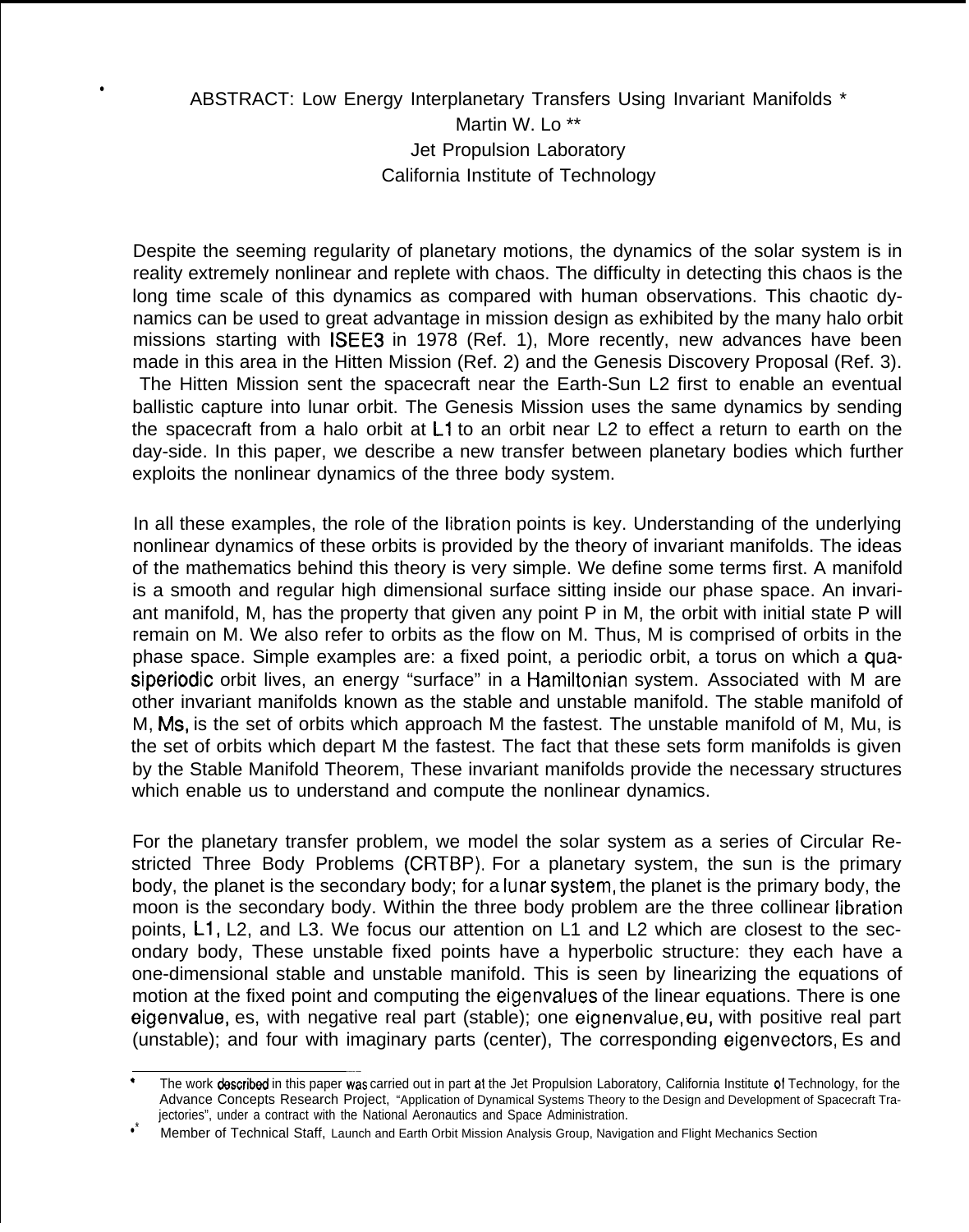# ABSTRACT: Low Energy Interplanetary Transfers Using Invariant Manifolds *

Martin W. Lo **

Jet Propulsion Laboratory

California Institute of Technology

Despite the seeming regularity of planetary motions, the dynamics of the solar system is in reality extremely nonlinear and replete with chaos. The difficulty in detecting this chaos is the long time scale of this dynamics as compared with human observations. This chaotic dynamics can be used to great advantage in mission design as exhibited by the many halo orbit missions starting with ISEE3 in 1978 (Ref. 1), More recently, new advances have been made in this area in the Hitten Mission (Ref. 2) and the Genesis Discovery Proposal (Ref. 3). The Hitten Mission sent the spacecraft near the Earth-Sun L2 first to enable an eventual ballistic capture into lunar orbit. The Genesis Mission uses the same dynamics by sending the spacecraft from a halo orbit at L1 to an orbit near L2 to effect a return to earth on the day-side. In this paper, we describe a new transfer between planetary bodies which further exploits the nonlinear dynamics of the three body system.

In all these examples, the role of the libration points is key. Understanding of the underlying nonlinear dynamics of these orbits is provided by the theory of invariant manifolds. The ideas of the mathematics behind this theory is very simple. We define some terms first. A manifold is a smooth and regular high dimensional surface sitting inside our phase space. An invariant manifold, M, has the property that given any point P in M, the orbit with initial state P will remain on M. We also refer to orbits as the flow on M. Thus, M is comprised of orbits in the phase space. Simple examples are: a fixed point, a periodic orbit, a torus on which a quasiperiodic orbit lives, an energy "surface" in a Hamiltonian system. Associated with M are other invariant manifolds known as the stable and unstable manifold. The stable manifold of M, Ms, is the set of orbits which approach M the fastest. The unstable manifold of M, Mu, is the set of orbits which depart M the fastest. The fact that these sets form manifolds is given by the Stable Manifold Theorem, These invariant manifolds provide the necessary structures which enable us to understand and compute the nonlinear dynamics.

For the planetary transfer problem, we model the solar system as a series of Circular Restricted Three Body Problems (CRTBP). For a planetary system, the sun is the primary body, the planet is the secondary body; for a lunar system, the planet is the primary body, the moon is the secondary body. Within the three body problem are the three collinear libration points, L1, L2, and L3. We focus our attention on L1 and L2 which are closest to the secondary body, These unstable fixed points have a hyperbolic structure: they each have a one-dimensional stable and unstable manifold. This is seen by linearizing the equations of motion at the fixed point and computing the eigenvalues of the linear equations. There is one eigenvalue, es, with negative real part (stable); one eignenvalue, eu, with positive real part (unstable); and four with imaginary parts (center), The corresponding eigenvectors, Es and

---

* The work described in this paper was carried out in part at the Jet Propulsion Laboratory, California Institute of Technology, for the Advance Concepts Research Project, "Application of Dynamical Systems Theory to the Design and Development of Spacecraft Trajectories", under a contract with the National Aeronautics and Space Administration.

** Member of Technical Staff, Launch and Earth Orbit Mission Analysis Group, Navigation and Flight Mechanics Section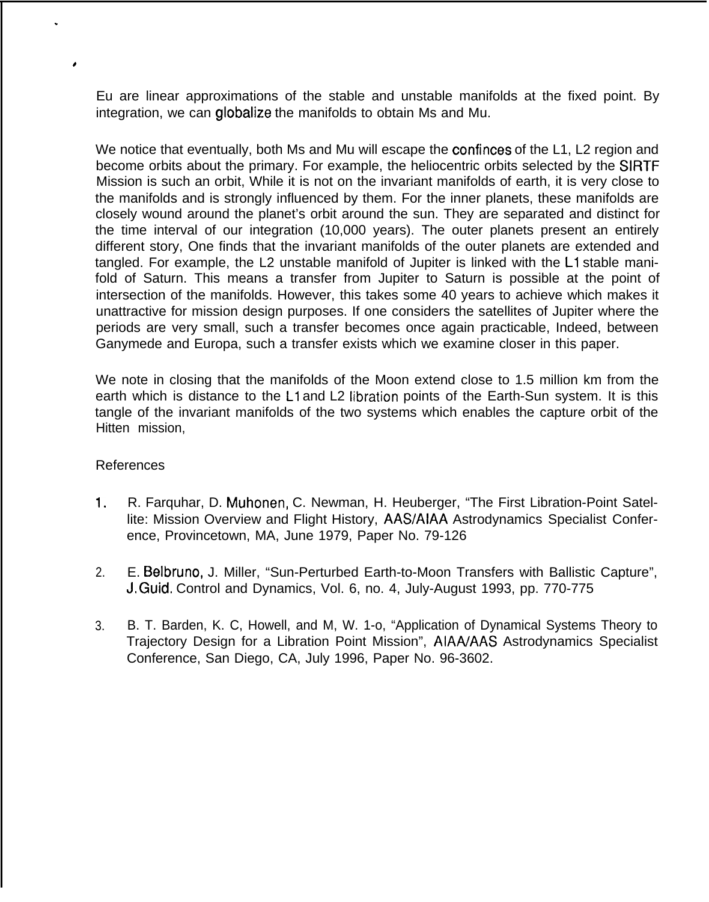Eu are linear approximations of the stable and unstable manifolds at the fixed point. By integration, we can globalize the manifolds to obtain Ms and Mu.

We notice that eventually, both Ms and Mu will escape the confinces of the L1, L2 region and become orbits about the primary. For example, the heliocentric orbits selected by the SIRTF Mission is such an orbit, While it is not on the invariant manifolds of earth, it is very close to the manifolds and is strongly influenced by them. For the inner planets, these manifolds are closely wound around the planet's orbit around the sun. They are separated and distinct for the time interval of our integration (10,000 years). The outer planets present an entirely different story, One finds that the invariant manifolds of the outer planets are extended and tangled. For example, the L2 unstable manifold of Jupiter is linked with the L1 stable manifold of Saturn. This means a transfer from Jupiter to Saturn is possible at the point of intersection of the manifolds. However, this takes some 40 years to achieve which makes it unattractive for mission design purposes. If one considers the satellites of Jupiter where the periods are very small, such a transfer becomes once again practicable, Indeed, between Ganymede and Europa, such a transfer exists which we examine closer in this paper.

We note in closing that the manifolds of the Moon extend close to 1.5 million km from the earth which is distance to the L1 and L2 libration points of the Earth-Sun system. It is this tangle of the invariant manifolds of the two systems which enables the capture orbit of the Hitten mission,

References

1. R. Farquhar, D. Muhonen, C. Newman, H. Heuberger, "The First Libration-Point Satellite: Mission Overview and Flight History, AAS/AIAA Astrodynamics Specialist Conference, Provincetown, MA, June 1979, Paper No. 79-126

2. E. Belbruno, J. Miller, "Sun-Perturbed Earth-to-Moon Transfers with Ballistic Capture", J. Guid. Control and Dynamics, Vol. 6, no. 4, July-August 1993, pp. 770-775

3. B. T. Barden, K. C, Howell, and M, W. 1-o, "Application of Dynamical Systems Theory to Trajectory Design for a Libration Point Mission", AIAA/AAS Astrodynamics Specialist Conference, San Diego, CA, July 1996, Paper No. 96-3602.